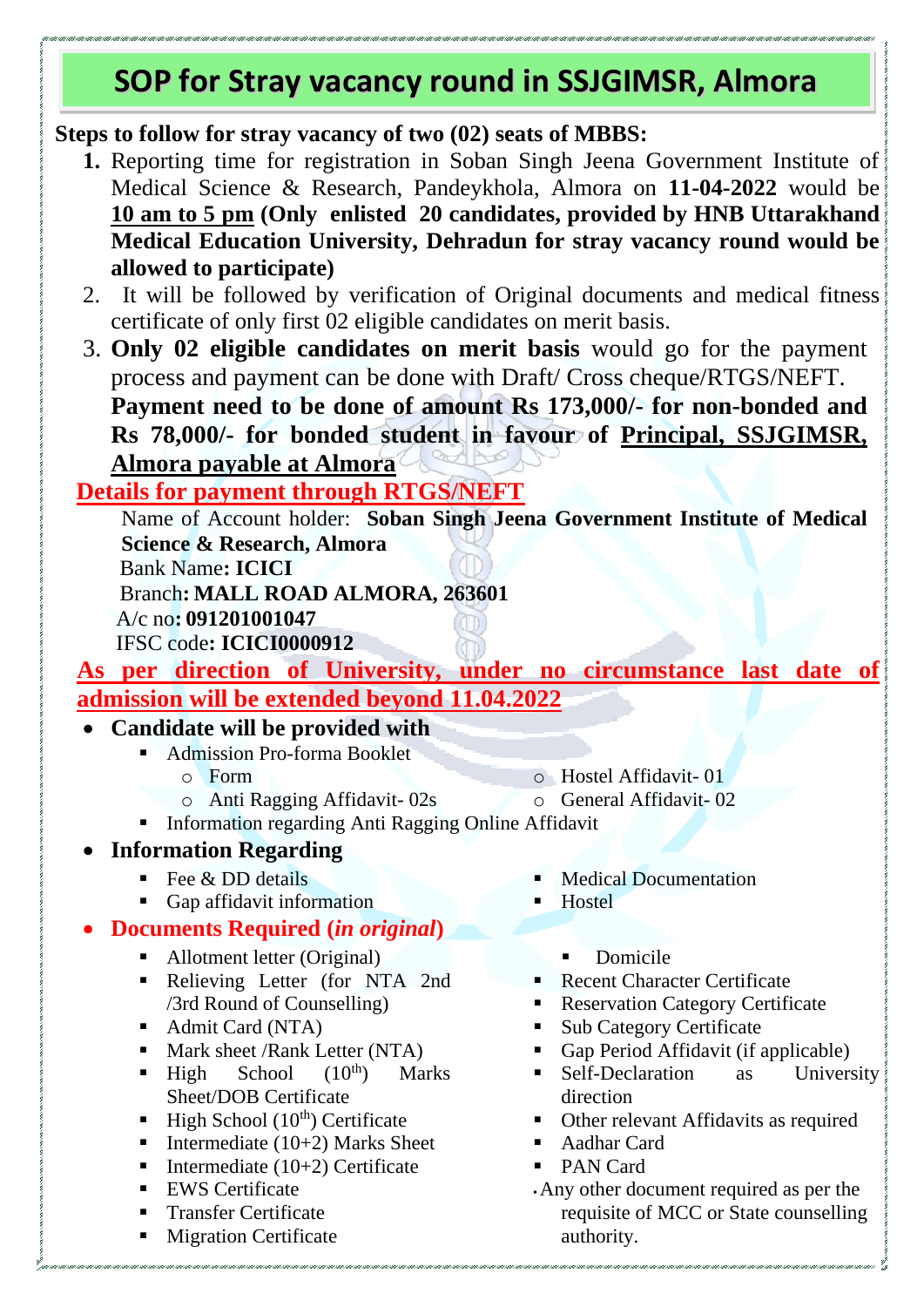# SOP for Stray vacancy round in SSJGIMSR, Almora

**Steps to follow for stray vacancy of two (02) seats of MBBS:**

1. Reporting time for registration in Soban Singh Jeena Government Institute of Medical Science & Research, Pandeykhola, Almora on **11-04-2022** would be **<u>10 am to 5 pm</u> (Only enlisted 20 candidates, provided by HNB Uttarakhand Medical Education University, Dehradun for stray vacancy round would be allowed to participate)**
2. It will be followed by verification of Original documents and medical fitness certificate of only first 02 eligible candidates on merit basis.
3. **Only 02 eligible candidates on merit basis** would go for the payment process and payment can be done with Draft/ Cross cheque/RTGS/NEFT. **Payment need to be done of amount Rs 173,000/- for non-bonded and Rs 78,000/- for bonded student in favour of <u>Principal, SSJGIMSR, Almora payable at Almora</u>**

**<u>Details for payment through RTGS/NEFT</u>**

Name of Account holder: **Soban Singh Jeena Government Institute of Medical Science & Research, Almora**
Bank Name**: ICICI**
Branch**: MALL ROAD ALMORA, 263601**
A/c no**: 091201001047**
IFSC code**: ICICI0000912**

**<u>As per direction of University, under no circumstance last date of admission will be extended beyond 11.04.2022</u>**

- **Candidate will be provided with**
  - Admission Pro-forma Booklet
    - Form
    - Anti Ragging Affidavit- 02s
    - Hostel Affidavit- 01
    - General Affidavit- 02
  - Information regarding Anti Ragging Online Affidavit
- **Information Regarding**
  - Fee & DD details
  - Gap affidavit information
  - Medical Documentation
  - Hostel
- **Documents Required (*in original*)**
  - Allotment letter (Original)
  - Relieving Letter (for NTA 2nd /3rd Round of Counselling)
  - Admit Card (NTA)
  - Mark sheet /Rank Letter (NTA)
  - High School (10th) Marks Sheet/DOB Certificate
  - High School (10th) Certificate
  - Intermediate (10+2) Marks Sheet
  - Intermediate (10+2) Certificate
  - EWS Certificate
  - Transfer Certificate
  - Migration Certificate
  - Domicile
  - Recent Character Certificate
  - Reservation Category Certificate
  - Sub Category Certificate
  - Gap Period Affidavit (if applicable)
  - Self-Declaration as University direction
  - Other relevant Affidavits as required
  - Aadhar Card
  - PAN Card
  - Any other document required as per the requisite of MCC or State counselling authority.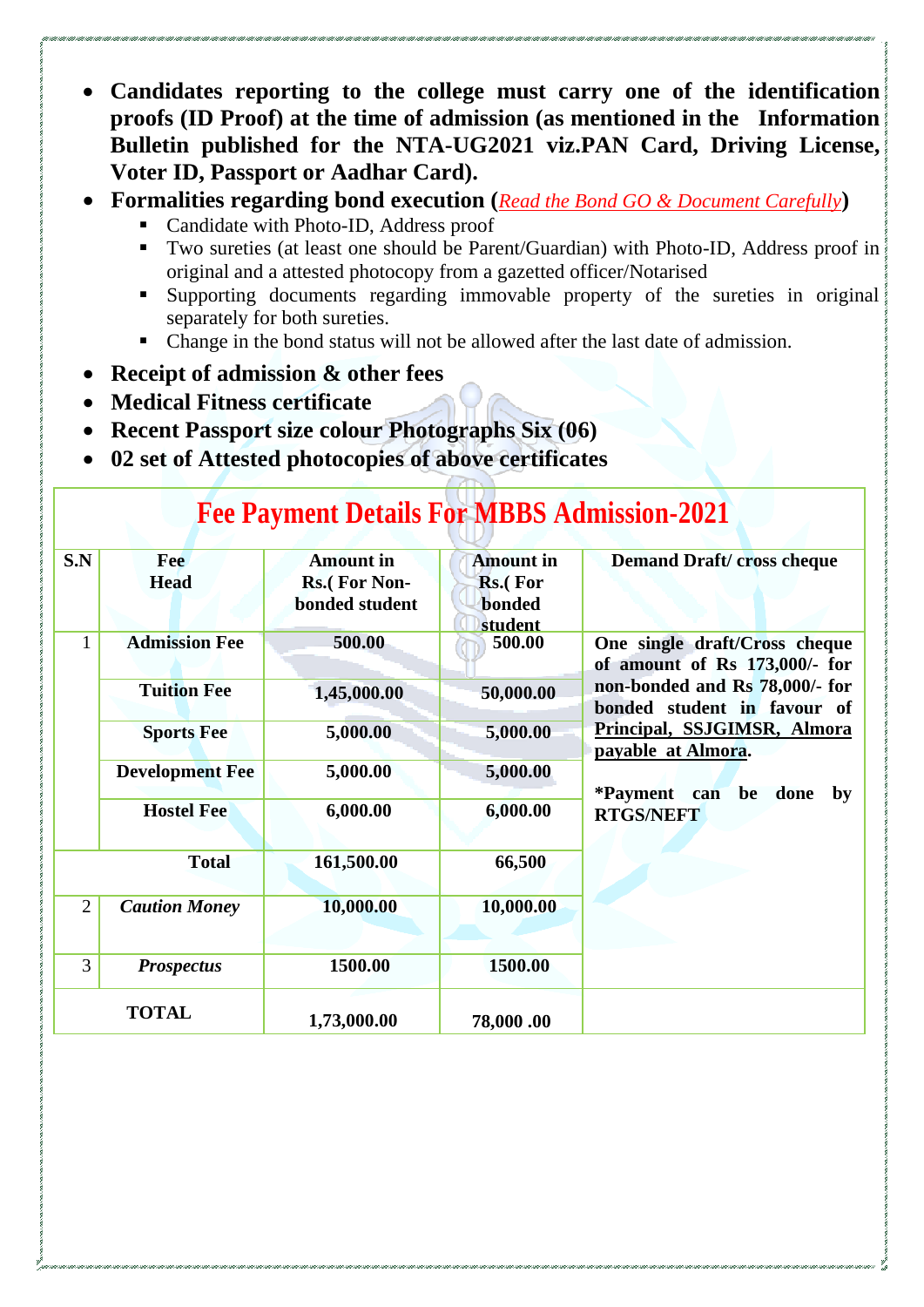- **Candidates reporting to the college must carry one of the identification proofs (ID Proof) at the time of admission (as mentioned in the Information Bulletin published for the NTA-UG2021 viz.PAN Card, Driving License, Voter ID, Passport or Aadhar Card).**
- **Formalities regarding bond execution (*Read the Bond GO & Document Carefully*)**
  - Candidate with Photo-ID, Address proof
  - Two sureties (at least one should be Parent/Guardian) with Photo-ID, Address proof in original and a attested photocopy from a gazetted officer/Notarised
  - Supporting documents regarding immovable property of the sureties in original separately for both sureties.
  - Change in the bond status will not be allowed after the last date of admission.
- **Receipt of admission & other fees**
- **Medical Fitness certificate**
- **Recent Passport size colour Photographs Six (06)**
- **02 set of Attested photocopies of above certificates**

## Fee Payment Details For MBBS Admission-2021

| S.N | Fee Head | Amount in Rs.( For Non-bonded student | Amount in Rs.( For bonded student | Demand Draft/ cross cheque |
|---|---|---|---|---|
| 1 | **Admission Fee** | **500.00** | **500.00** | **One single draft/Cross cheque of amount of Rs 173,000/- for non-bonded and Rs 78,000/- for bonded student in favour of <u>Principal, SSJGIMSR, Almora payable at Almora</u>.** **\*Payment can be done by RTGS/NEFT** |
| | **Tuition Fee** | **1,45,000.00** | **50,000.00** | |
| | **Sports Fee** | **5,000.00** | **5,000.00** | |
| | **Development Fee** | **5,000.00** | **5,000.00** | |
| | **Hostel Fee** | **6,000.00** | **6,000.00** | |
| | **Total** | **161,500.00** | **66,500** | |
| 2 | ***Caution Money*** | **10,000.00** | **10,000.00** | |
| 3 | ***Prospectus*** | **1500.00** | **1500.00** | |
| **TOTAL** | | **1,73,000.00** | **78,000 .00** | |